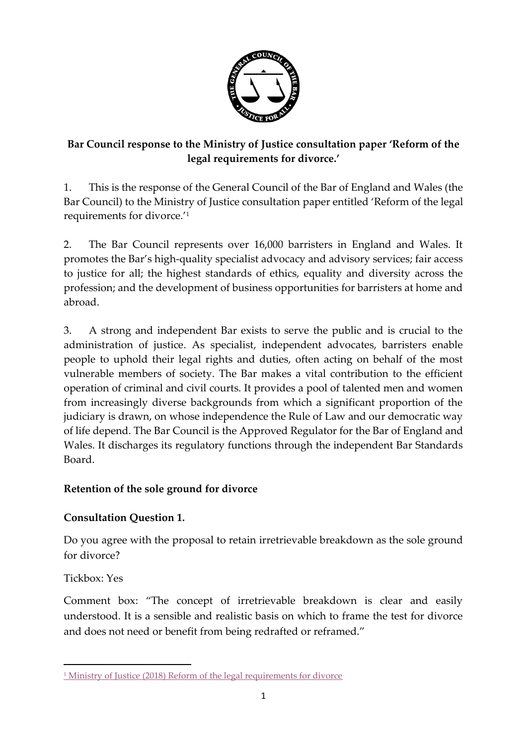**Bar Council response to the Ministry of Justice consultation paper 'Reform of the legal requirements for divorce.'**

1. This is the response of the General Council of the Bar of England and Wales (the Bar Council) to the Ministry of Justice consultation paper entitled 'Reform of the legal requirements for divorce.'[1]

2. The Bar Council represents over 16,000 barristers in England and Wales. It promotes the Bar's high-quality specialist advocacy and advisory services; fair access to justice for all; the highest standards of ethics, equality and diversity across the profession; and the development of business opportunities for barristers at home and abroad.

3. A strong and independent Bar exists to serve the public and is crucial to the administration of justice. As specialist, independent advocates, barristers enable people to uphold their legal rights and duties, often acting on behalf of the most vulnerable members of society. The Bar makes a vital contribution to the efficient operation of criminal and civil courts. It provides a pool of talented men and women from increasingly diverse backgrounds from which a significant proportion of the judiciary is drawn, on whose independence the Rule of Law and our democratic way of life depend. The Bar Council is the Approved Regulator for the Bar of England and Wales. It discharges its regulatory functions through the independent Bar Standards Board.

**Retention of the sole ground for divorce**

**Consultation Question 1.**

Do you agree with the proposal to retain irretrievable breakdown as the sole ground for divorce?

Tickbox: Yes

Comment box: "The concept of irretrievable breakdown is clear and easily understood. It is a sensible and realistic basis on which to frame the test for divorce and does not need or benefit from being redrafted or reframed."

---

[1] Ministry of Justice (2018) Reform of the legal requirements for divorce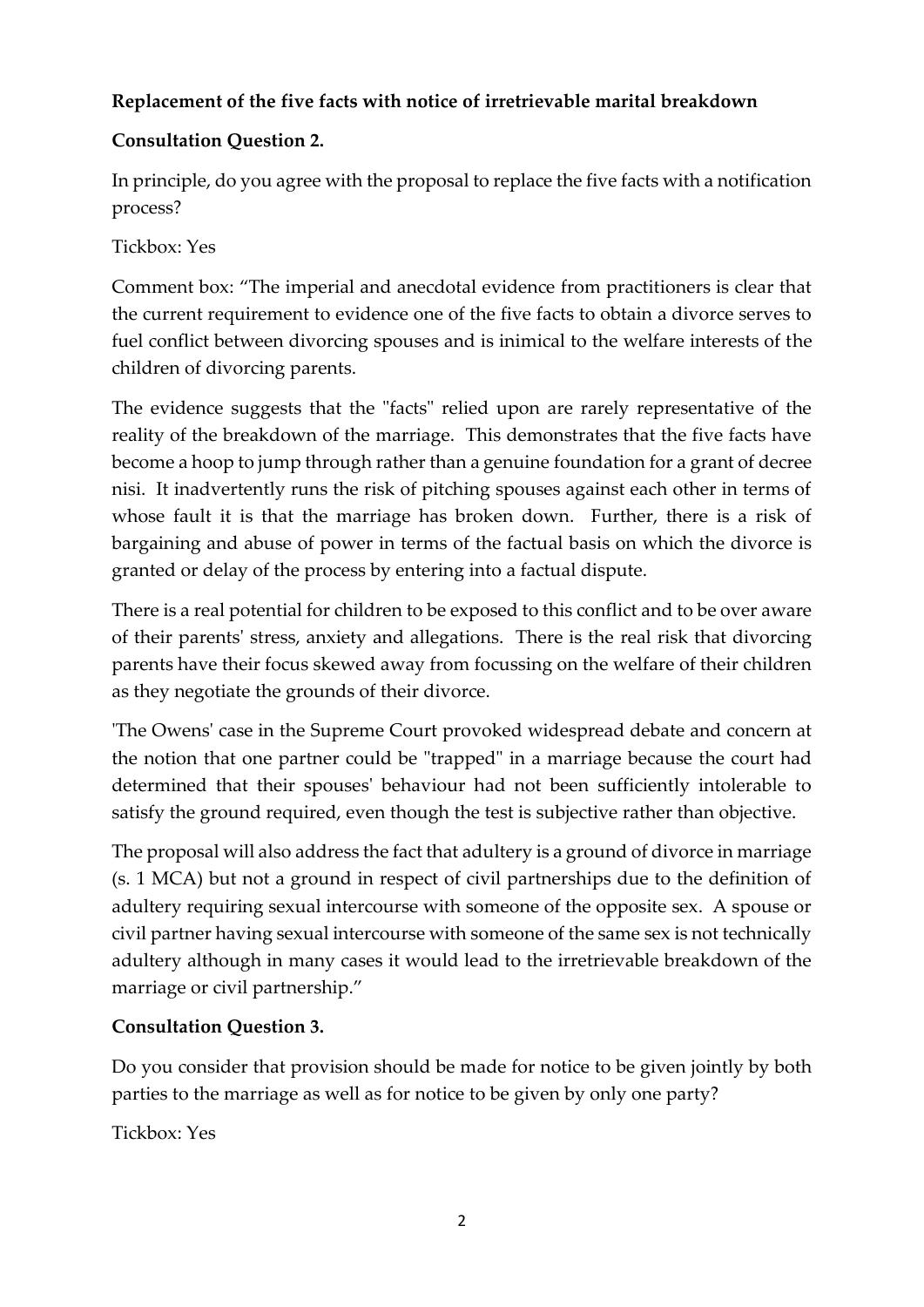**Replacement of the five facts with notice of irretrievable marital breakdown**

**Consultation Question 2.**

In principle, do you agree with the proposal to replace the five facts with a notification process?

Tickbox: Yes

Comment box: "The imperial and anecdotal evidence from practitioners is clear that the current requirement to evidence one of the five facts to obtain a divorce serves to fuel conflict between divorcing spouses and is inimical to the welfare interests of the children of divorcing parents.

The evidence suggests that the "facts" relied upon are rarely representative of the reality of the breakdown of the marriage. This demonstrates that the five facts have become a hoop to jump through rather than a genuine foundation for a grant of decree nisi. It inadvertently runs the risk of pitching spouses against each other in terms of whose fault it is that the marriage has broken down. Further, there is a risk of bargaining and abuse of power in terms of the factual basis on which the divorce is granted or delay of the process by entering into a factual dispute.

There is a real potential for children to be exposed to this conflict and to be over aware of their parents' stress, anxiety and allegations. There is the real risk that divorcing parents have their focus skewed away from focussing on the welfare of their children as they negotiate the grounds of their divorce.

'The Owens' case in the Supreme Court provoked widespread debate and concern at the notion that one partner could be "trapped" in a marriage because the court had determined that their spouses' behaviour had not been sufficiently intolerable to satisfy the ground required, even though the test is subjective rather than objective.

The proposal will also address the fact that adultery is a ground of divorce in marriage (s. 1 MCA) but not a ground in respect of civil partnerships due to the definition of adultery requiring sexual intercourse with someone of the opposite sex. A spouse or civil partner having sexual intercourse with someone of the same sex is not technically adultery although in many cases it would lead to the irretrievable breakdown of the marriage or civil partnership."

**Consultation Question 3.**

Do you consider that provision should be made for notice to be given jointly by both parties to the marriage as well as for notice to be given by only one party?

Tickbox: Yes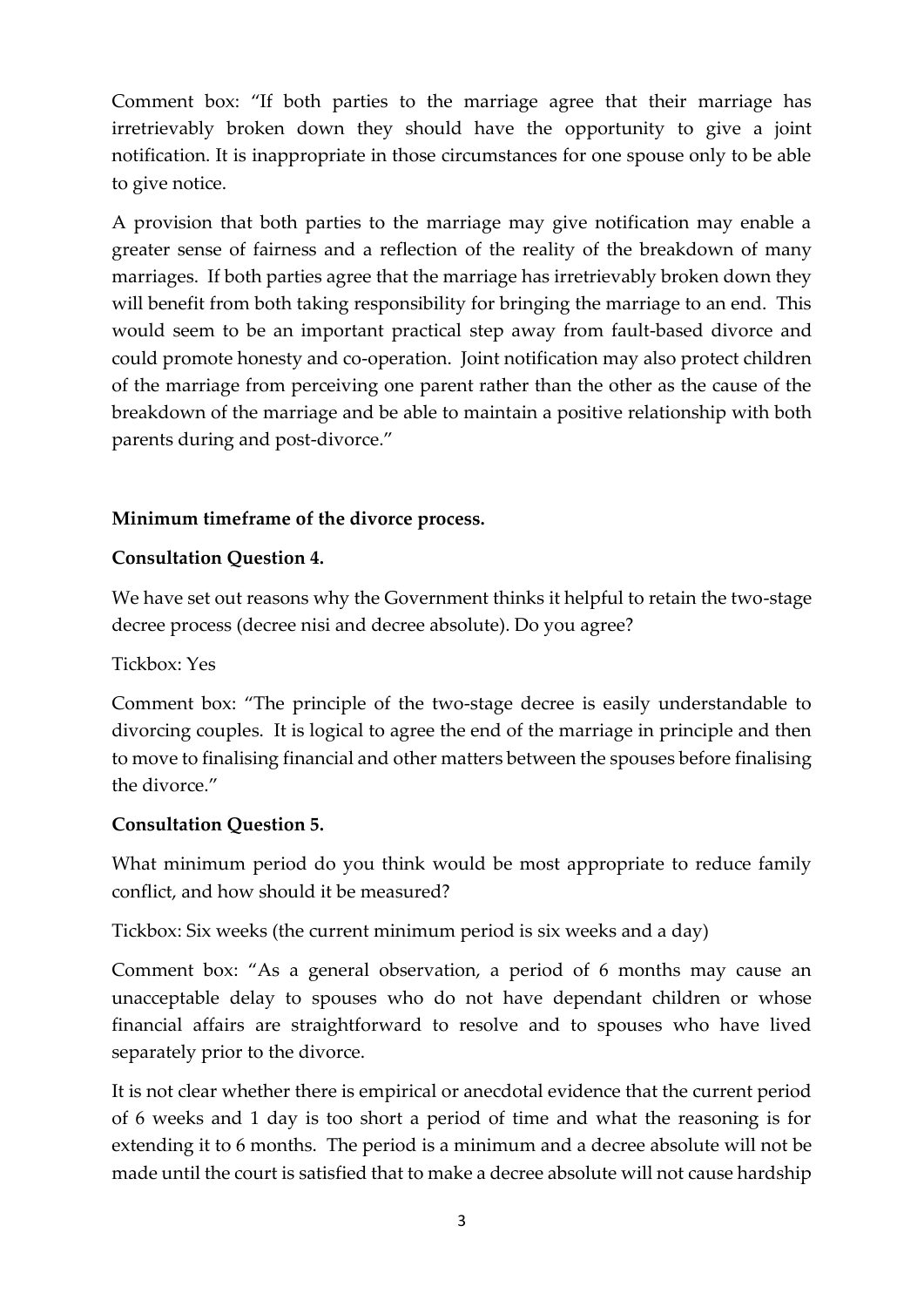Comment box: "If both parties to the marriage agree that their marriage has irretrievably broken down they should have the opportunity to give a joint notification. It is inappropriate in those circumstances for one spouse only to be able to give notice.

A provision that both parties to the marriage may give notification may enable a greater sense of fairness and a reflection of the reality of the breakdown of many marriages. If both parties agree that the marriage has irretrievably broken down they will benefit from both taking responsibility for bringing the marriage to an end. This would seem to be an important practical step away from fault-based divorce and could promote honesty and co-operation. Joint notification may also protect children of the marriage from perceiving one parent rather than the other as the cause of the breakdown of the marriage and be able to maintain a positive relationship with both parents during and post-divorce."

**Minimum timeframe of the divorce process.**

**Consultation Question 4.**

We have set out reasons why the Government thinks it helpful to retain the two-stage decree process (decree nisi and decree absolute). Do you agree?

Tickbox: Yes

Comment box: "The principle of the two-stage decree is easily understandable to divorcing couples. It is logical to agree the end of the marriage in principle and then to move to finalising financial and other matters between the spouses before finalising the divorce."

**Consultation Question 5.**

What minimum period do you think would be most appropriate to reduce family conflict, and how should it be measured?

Tickbox: Six weeks (the current minimum period is six weeks and a day)

Comment box: "As a general observation, a period of 6 months may cause an unacceptable delay to spouses who do not have dependant children or whose financial affairs are straightforward to resolve and to spouses who have lived separately prior to the divorce.

It is not clear whether there is empirical or anecdotal evidence that the current period of 6 weeks and 1 day is too short a period of time and what the reasoning is for extending it to 6 months. The period is a minimum and a decree absolute will not be made until the court is satisfied that to make a decree absolute will not cause hardship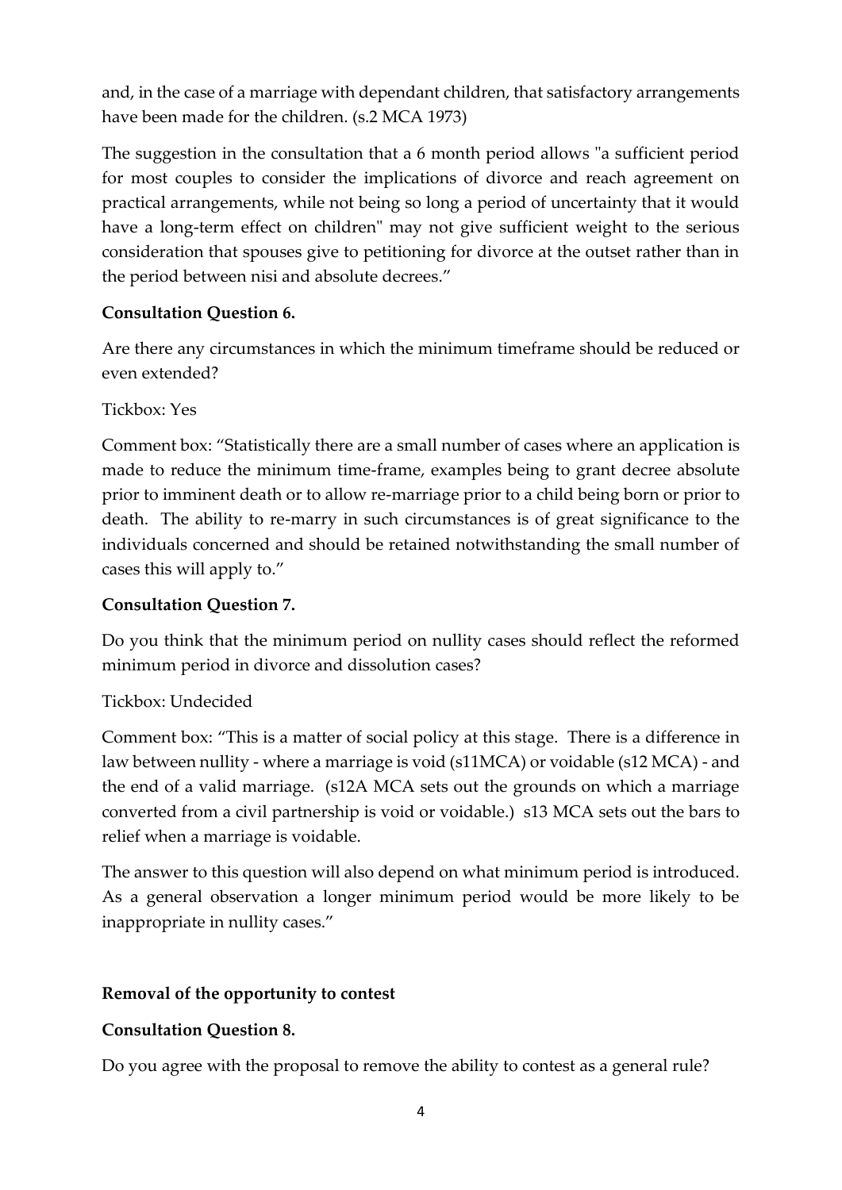and, in the case of a marriage with dependant children, that satisfactory arrangements have been made for the children. (s.2 MCA 1973)

The suggestion in the consultation that a 6 month period allows "a sufficient period for most couples to consider the implications of divorce and reach agreement on practical arrangements, while not being so long a period of uncertainty that it would have a long-term effect on children" may not give sufficient weight to the serious consideration that spouses give to petitioning for divorce at the outset rather than in the period between nisi and absolute decrees."

**Consultation Question 6.**

Are there any circumstances in which the minimum timeframe should be reduced or even extended?

Tickbox: Yes

Comment box: "Statistically there are a small number of cases where an application is made to reduce the minimum time-frame, examples being to grant decree absolute prior to imminent death or to allow re-marriage prior to a child being born or prior to death. The ability to re-marry in such circumstances is of great significance to the individuals concerned and should be retained notwithstanding the small number of cases this will apply to."

**Consultation Question 7.**

Do you think that the minimum period on nullity cases should reflect the reformed minimum period in divorce and dissolution cases?

Tickbox: Undecided

Comment box: "This is a matter of social policy at this stage. There is a difference in law between nullity - where a marriage is void (s11MCA) or voidable (s12 MCA) - and the end of a valid marriage. (s12A MCA sets out the grounds on which a marriage converted from a civil partnership is void or voidable.) s13 MCA sets out the bars to relief when a marriage is voidable.

The answer to this question will also depend on what minimum period is introduced. As a general observation a longer minimum period would be more likely to be inappropriate in nullity cases."

**Removal of the opportunity to contest**

**Consultation Question 8.**

Do you agree with the proposal to remove the ability to contest as a general rule?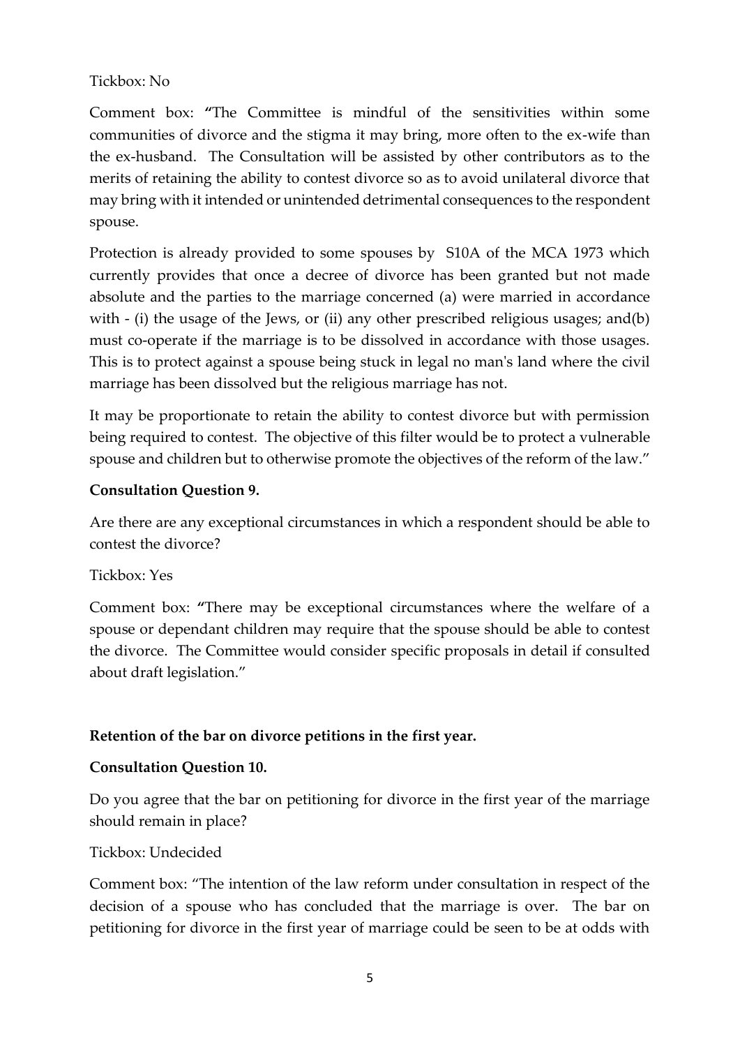Tickbox: No

Comment box: **"**The Committee is mindful of the sensitivities within some communities of divorce and the stigma it may bring, more often to the ex-wife than the ex-husband. The Consultation will be assisted by other contributors as to the merits of retaining the ability to contest divorce so as to avoid unilateral divorce that may bring with it intended or unintended detrimental consequences to the respondent spouse.

Protection is already provided to some spouses by S10A of the MCA 1973 which currently provides that once a decree of divorce has been granted but not made absolute and the parties to the marriage concerned (a) were married in accordance with - (i) the usage of the Jews, or (ii) any other prescribed religious usages; and(b) must co-operate if the marriage is to be dissolved in accordance with those usages. This is to protect against a spouse being stuck in legal no man's land where the civil marriage has been dissolved but the religious marriage has not.

It may be proportionate to retain the ability to contest divorce but with permission being required to contest. The objective of this filter would be to protect a vulnerable spouse and children but to otherwise promote the objectives of the reform of the law."

**Consultation Question 9.**

Are there are any exceptional circumstances in which a respondent should be able to contest the divorce?

Tickbox: Yes

Comment box: **"**There may be exceptional circumstances where the welfare of a spouse or dependant children may require that the spouse should be able to contest the divorce. The Committee would consider specific proposals in detail if consulted about draft legislation."

**Retention of the bar on divorce petitions in the first year.**

**Consultation Question 10.**

Do you agree that the bar on petitioning for divorce in the first year of the marriage should remain in place?

Tickbox: Undecided

Comment box: "The intention of the law reform under consultation in respect of the decision of a spouse who has concluded that the marriage is over. The bar on petitioning for divorce in the first year of marriage could be seen to be at odds with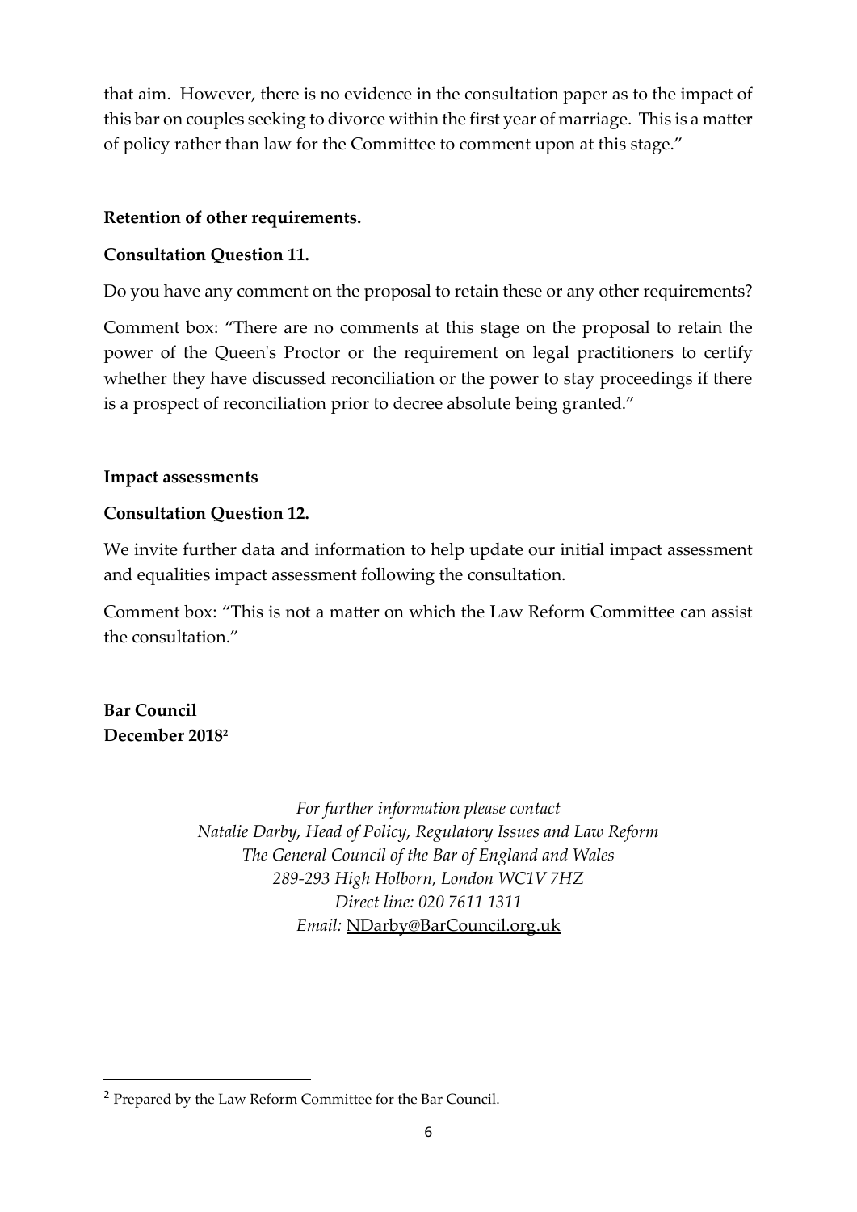that aim. However, there is no evidence in the consultation paper as to the impact of this bar on couples seeking to divorce within the first year of marriage. This is a matter of policy rather than law for the Committee to comment upon at this stage."

**Retention of other requirements.**

**Consultation Question 11.**

Do you have any comment on the proposal to retain these or any other requirements?

Comment box: "There are no comments at this stage on the proposal to retain the power of the Queen's Proctor or the requirement on legal practitioners to certify whether they have discussed reconciliation or the power to stay proceedings if there is a prospect of reconciliation prior to decree absolute being granted."

**Impact assessments**

**Consultation Question 12.**

We invite further data and information to help update our initial impact assessment and equalities impact assessment following the consultation.

Comment box: "This is not a matter on which the Law Reform Committee can assist the consultation."

**Bar Council**
**December 2018**[2]

*For further information please contact*
*Natalie Darby, Head of Policy, Regulatory Issues and Law Reform*
*The General Council of the Bar of England and Wales*
*289-293 High Holborn, London WC1V 7HZ*
*Direct line: 020 7611 1311*
*Email:* NDarby@BarCouncil.org.uk

[2] Prepared by the Law Reform Committee for the Bar Council.